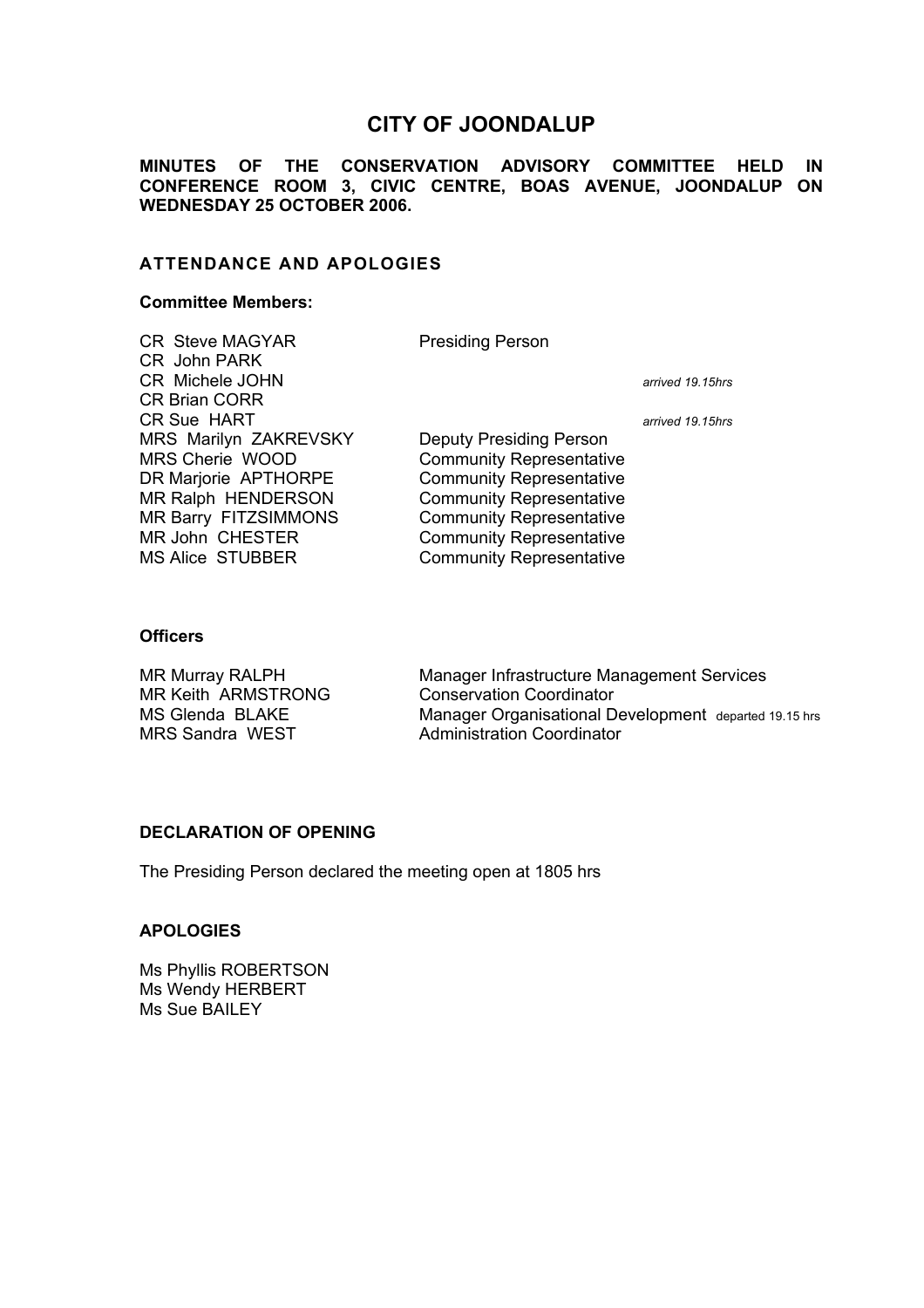# CITY OF JOONDALUP

**MINUTES OF THE CONSERVATION ADVISORY COMMITTEE HELD IN CONFERENCE ROOM 3, CIVIC CENTRE, BOAS AVENUE, JOONDALUP ON WEDNESDAY 25 OCTOBER 2006.**

## ATTENDANCE AND APOLOGIES

**Committee Members:**

| | | |
|---|---|---|
| CR Steve MAGYAR | Presiding Person | |
| CR John PARK | | |
| CR Michele JOHN | | *arrived 19.15hrs* |
| CR Brian CORR | | |
| CR Sue HART | | *arrived 19.15hrs* |
| MRS Marilyn ZAKREVSKY | Deputy Presiding Person | |
| MRS Cherie WOOD | Community Representative | |
| DR Marjorie APTHORPE | Community Representative | |
| MR Ralph HENDERSON | Community Representative | |
| MR Barry FITZSIMMONS | Community Representative | |
| MR John CHESTER | Community Representative | |
| MS Alice STUBBER | Community Representative | |

**Officers**

| | |
|---|---|
| MR Murray RALPH | Manager Infrastructure Management Services |
| MR Keith ARMSTRONG | Conservation Coordinator |
| MS Glenda BLAKE | Manager Organisational Development departed 19.15 hrs |
| MRS Sandra WEST | Administration Coordinator |

**DECLARATION OF OPENING**

The Presiding Person declared the meeting open at 1805 hrs

**APOLOGIES**

Ms Phyllis ROBERTSON
Ms Wendy HERBERT
Ms Sue BAILEY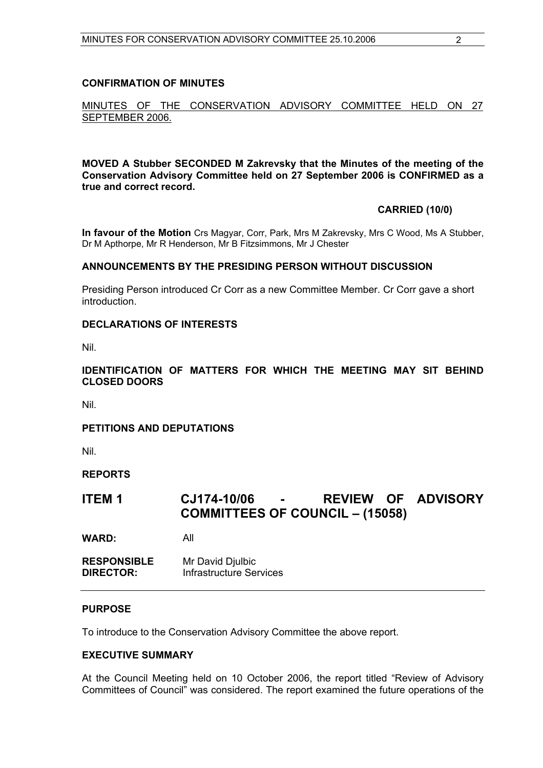## CONFIRMATION OF MINUTES

MINUTES OF THE CONSERVATION ADVISORY COMMITTEE HELD ON 27 SEPTEMBER 2006.

**MOVED A Stubber SECONDED M Zakrevsky that the Minutes of the meeting of the Conservation Advisory Committee held on 27 September 2006 is CONFIRMED as a true and correct record.**

**CARRIED (10/0)**

**In favour of the Motion** Crs Magyar, Corr, Park, Mrs M Zakrevsky, Mrs C Wood, Ms A Stubber, Dr M Apthorpe, Mr R Henderson, Mr B Fitzsimmons, Mr J Chester

## ANNOUNCEMENTS BY THE PRESIDING PERSON WITHOUT DISCUSSION

Presiding Person introduced Cr Corr as a new Committee Member. Cr Corr gave a short introduction.

## DECLARATIONS OF INTERESTS

Nil.

## IDENTIFICATION OF MATTERS FOR WHICH THE MEETING MAY SIT BEHIND CLOSED DOORS

Nil.

## PETITIONS AND DEPUTATIONS

Nil.

## REPORTS

# ITEM 1 CJ174-10/06 - REVIEW OF ADVISORY COMMITTEES OF COUNCIL – (15058)

**WARD:** All

**RESPONSIBLE DIRECTOR:** Mr David Djulbic
Infrastructure Services

## PURPOSE

To introduce to the Conservation Advisory Committee the above report.

## EXECUTIVE SUMMARY

At the Council Meeting held on 10 October 2006, the report titled "Review of Advisory Committees of Council" was considered. The report examined the future operations of the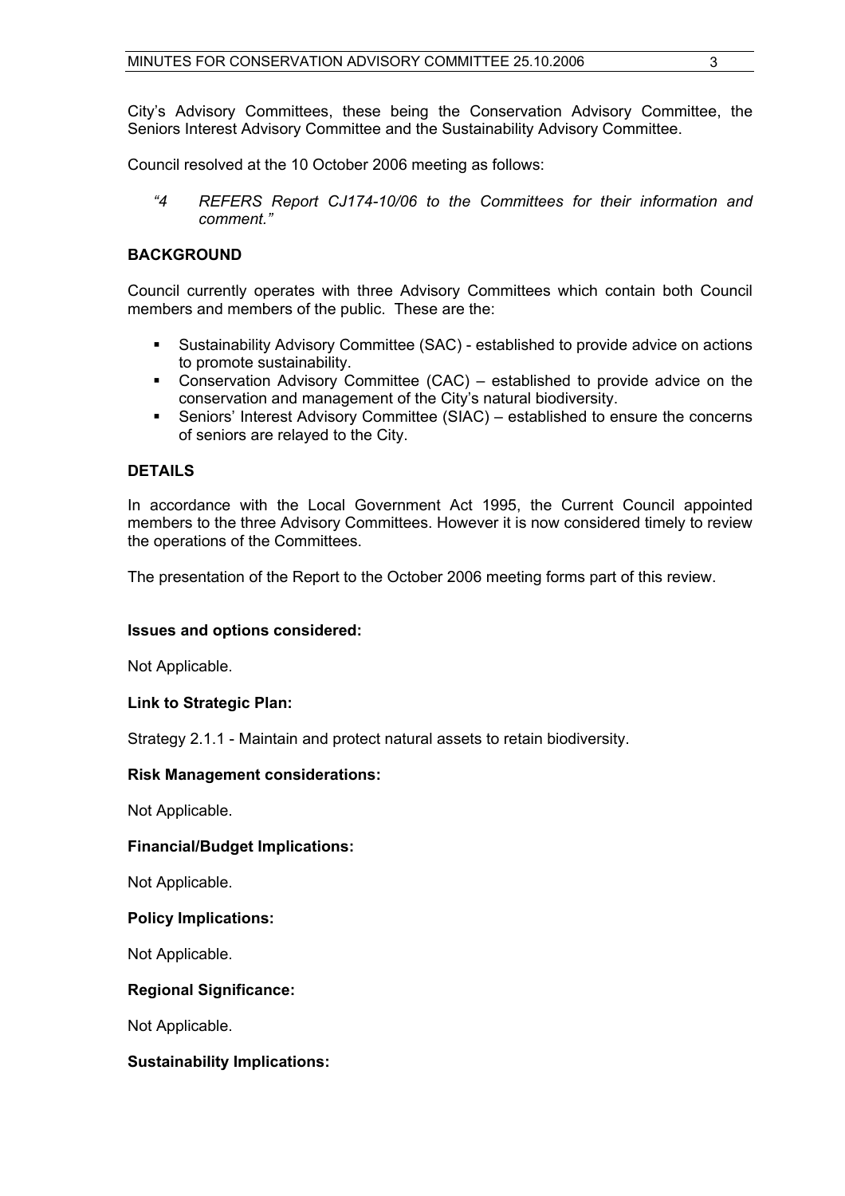City's Advisory Committees, these being the Conservation Advisory Committee, the Seniors Interest Advisory Committee and the Sustainability Advisory Committee.

Council resolved at the 10 October 2006 meeting as follows:

> *"4 REFERS Report CJ174-10/06 to the Committees for their information and comment."*

## BACKGROUND

Council currently operates with three Advisory Committees which contain both Council members and members of the public. These are the:

- Sustainability Advisory Committee (SAC) - established to provide advice on actions to promote sustainability.
- Conservation Advisory Committee (CAC) – established to provide advice on the conservation and management of the City's natural biodiversity.
- Seniors' Interest Advisory Committee (SIAC) – established to ensure the concerns of seniors are relayed to the City.

## DETAILS

In accordance with the Local Government Act 1995, the Current Council appointed members to the three Advisory Committees. However it is now considered timely to review the operations of the Committees.

The presentation of the Report to the October 2006 meeting forms part of this review.

### Issues and options considered:

Not Applicable.

### Link to Strategic Plan:

Strategy 2.1.1 - Maintain and protect natural assets to retain biodiversity.

### Risk Management considerations:

Not Applicable.

### Financial/Budget Implications:

Not Applicable.

### Policy Implications:

Not Applicable.

### Regional Significance:

Not Applicable.

### Sustainability Implications: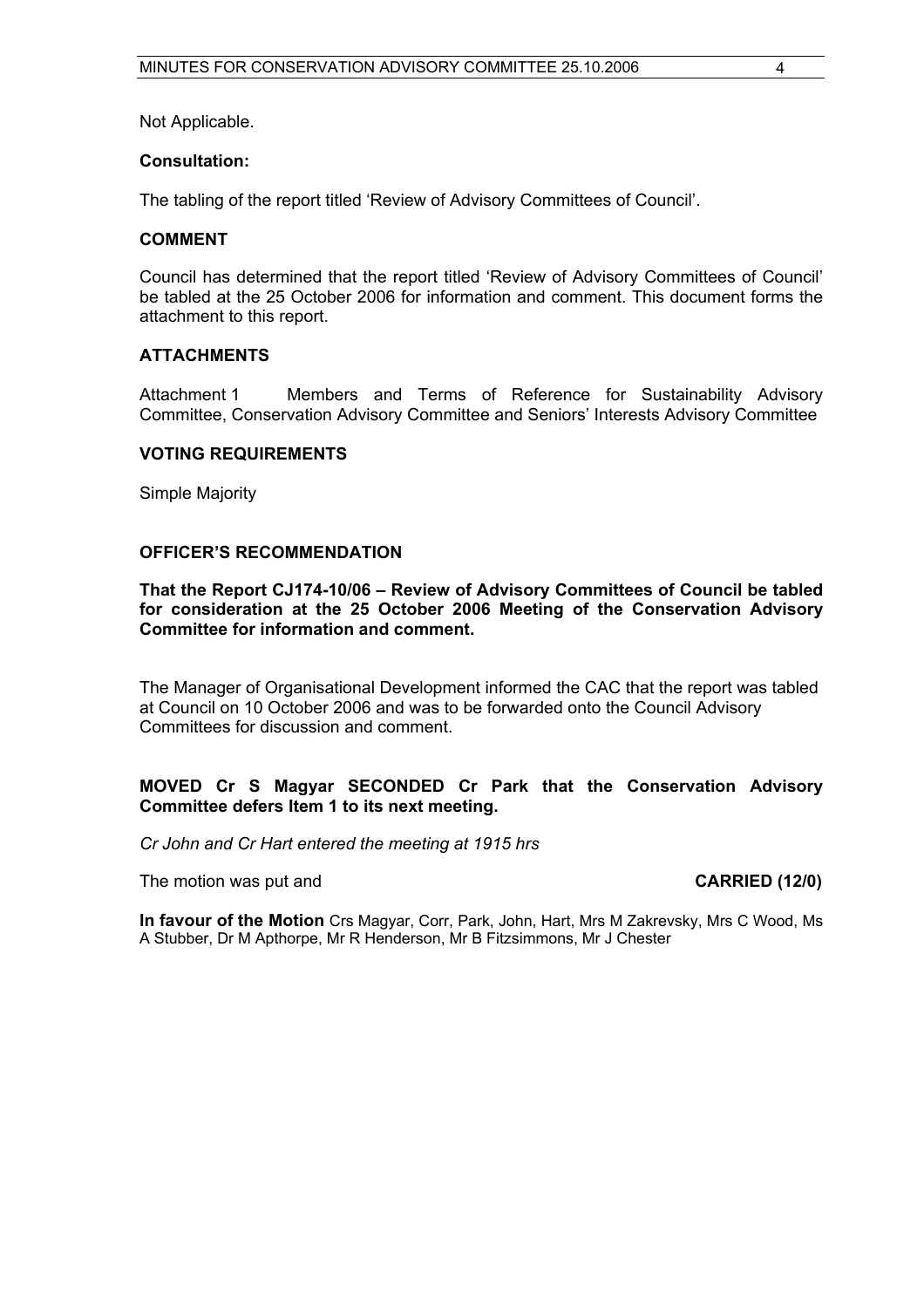Not Applicable.

**Consultation:**

The tabling of the report titled 'Review of Advisory Committees of Council'.

**COMMENT**

Council has determined that the report titled 'Review of Advisory Committees of Council' be tabled at the 25 October 2006 for information and comment. This document forms the attachment to this report.

**ATTACHMENTS**

Attachment 1 Members and Terms of Reference for Sustainability Advisory Committee, Conservation Advisory Committee and Seniors' Interests Advisory Committee

**VOTING REQUIREMENTS**

Simple Majority

**OFFICER'S RECOMMENDATION**

**That the Report CJ174-10/06 – Review of Advisory Committees of Council be tabled for consideration at the 25 October 2006 Meeting of the Conservation Advisory Committee for information and comment.**

The Manager of Organisational Development informed the CAC that the report was tabled at Council on 10 October 2006 and was to be forwarded onto the Council Advisory Committees for discussion and comment.

**MOVED Cr S Magyar SECONDED Cr Park that the Conservation Advisory Committee defers Item 1 to its next meeting.**

*Cr John and Cr Hart entered the meeting at 1915 hrs*

The motion was put and **CARRIED (12/0)**

**In favour of the Motion** Crs Magyar, Corr, Park, John, Hart, Mrs M Zakrevsky, Mrs C Wood, Ms A Stubber, Dr M Apthorpe, Mr R Henderson, Mr B Fitzsimmons, Mr J Chester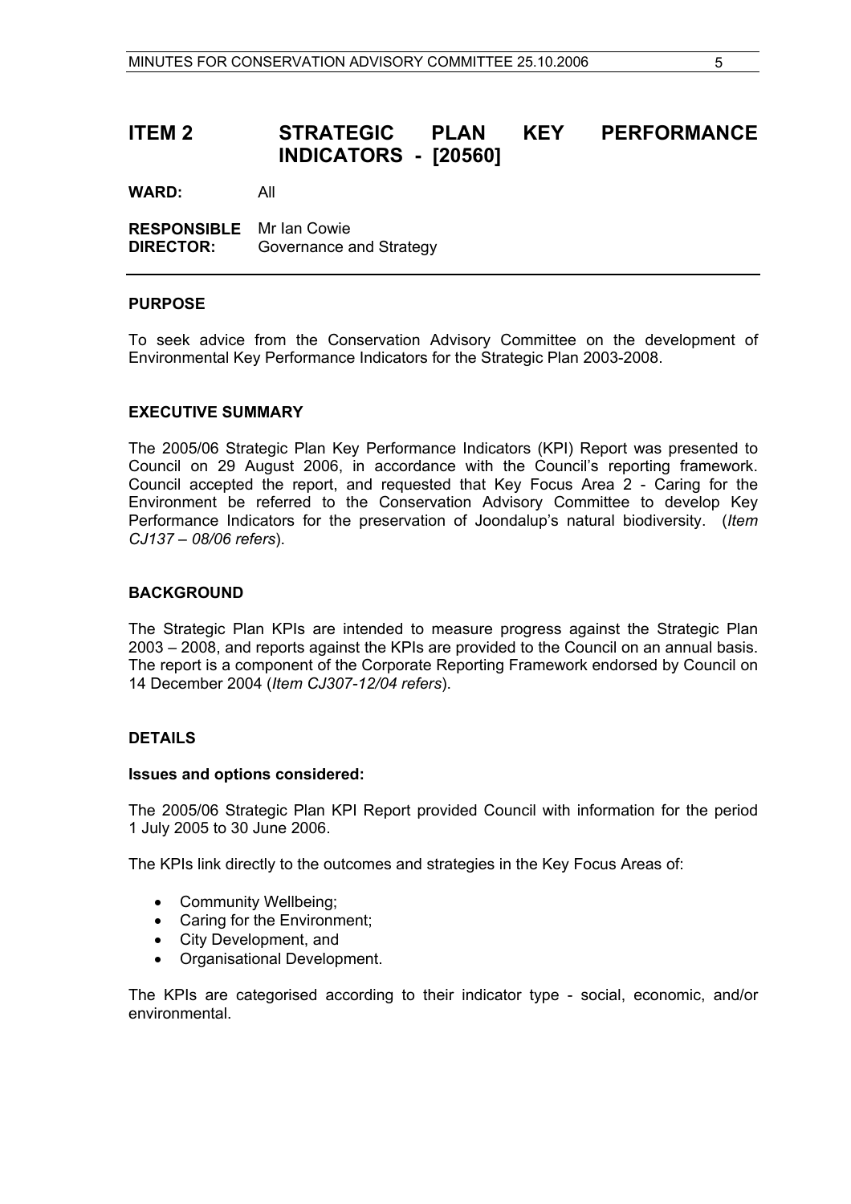## ITEM 2 STRATEGIC PLAN KEY PERFORMANCE INDICATORS - [20560]

**WARD:** All

**RESPONSIBLE DIRECTOR:** Mr Ian Cowie
Governance and Strategy

---

### PURPOSE

To seek advice from the Conservation Advisory Committee on the development of Environmental Key Performance Indicators for the Strategic Plan 2003-2008.

### EXECUTIVE SUMMARY

The 2005/06 Strategic Plan Key Performance Indicators (KPI) Report was presented to Council on 29 August 2006, in accordance with the Council's reporting framework. Council accepted the report, and requested that Key Focus Area 2 - Caring for the Environment be referred to the Conservation Advisory Committee to develop Key Performance Indicators for the preservation of Joondalup's natural biodiversity. (*Item CJ137 – 08/06 refers*).

### BACKGROUND

The Strategic Plan KPIs are intended to measure progress against the Strategic Plan 2003 – 2008, and reports against the KPIs are provided to the Council on an annual basis. The report is a component of the Corporate Reporting Framework endorsed by Council on 14 December 2004 (*Item CJ307-12/04 refers*).

### DETAILS

#### Issues and options considered:

The 2005/06 Strategic Plan KPI Report provided Council with information for the period 1 July 2005 to 30 June 2006.

The KPIs link directly to the outcomes and strategies in the Key Focus Areas of:

- Community Wellbeing;
- Caring for the Environment;
- City Development, and
- Organisational Development.

The KPIs are categorised according to their indicator type - social, economic, and/or environmental.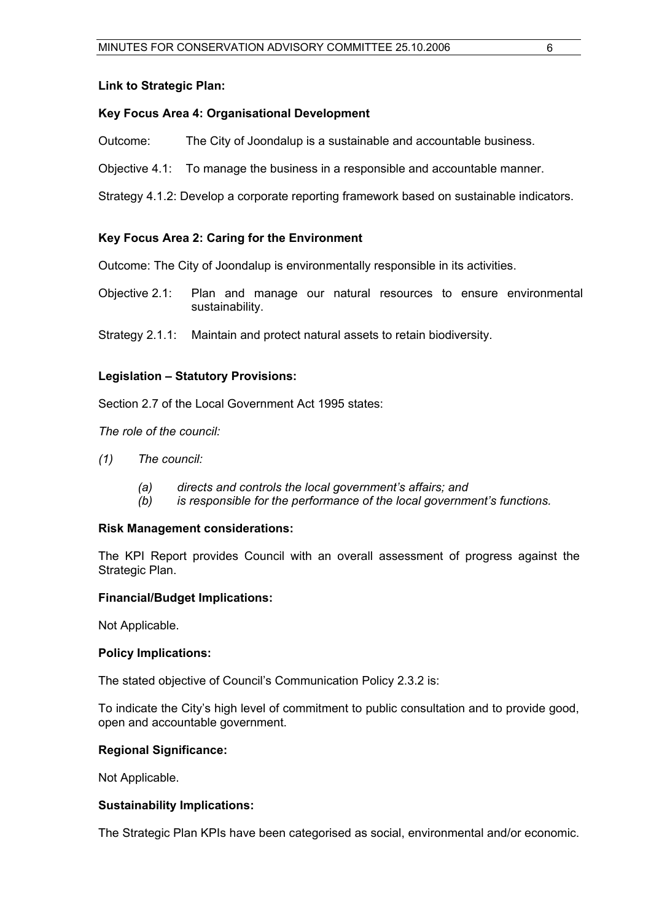**Link to Strategic Plan:**

**Key Focus Area 4: Organisational Development**

Outcome: The City of Joondalup is a sustainable and accountable business.

Objective 4.1: To manage the business in a responsible and accountable manner.

Strategy 4.1.2: Develop a corporate reporting framework based on sustainable indicators.

**Key Focus Area 2: Caring for the Environment**

Outcome: The City of Joondalup is environmentally responsible in its activities.

Objective 2.1: Plan and manage our natural resources to ensure environmental sustainability.

Strategy 2.1.1: Maintain and protect natural assets to retain biodiversity.

**Legislation – Statutory Provisions:**

Section 2.7 of the Local Government Act 1995 states:

*The role of the council:*

*(1) The council:*

*(a) directs and controls the local government's affairs; and*
*(b) is responsible for the performance of the local government's functions.*

**Risk Management considerations:**

The KPI Report provides Council with an overall assessment of progress against the Strategic Plan.

**Financial/Budget Implications:**

Not Applicable.

**Policy Implications:**

The stated objective of Council's Communication Policy 2.3.2 is:

To indicate the City's high level of commitment to public consultation and to provide good, open and accountable government.

**Regional Significance:**

Not Applicable.

**Sustainability Implications:**

The Strategic Plan KPIs have been categorised as social, environmental and/or economic.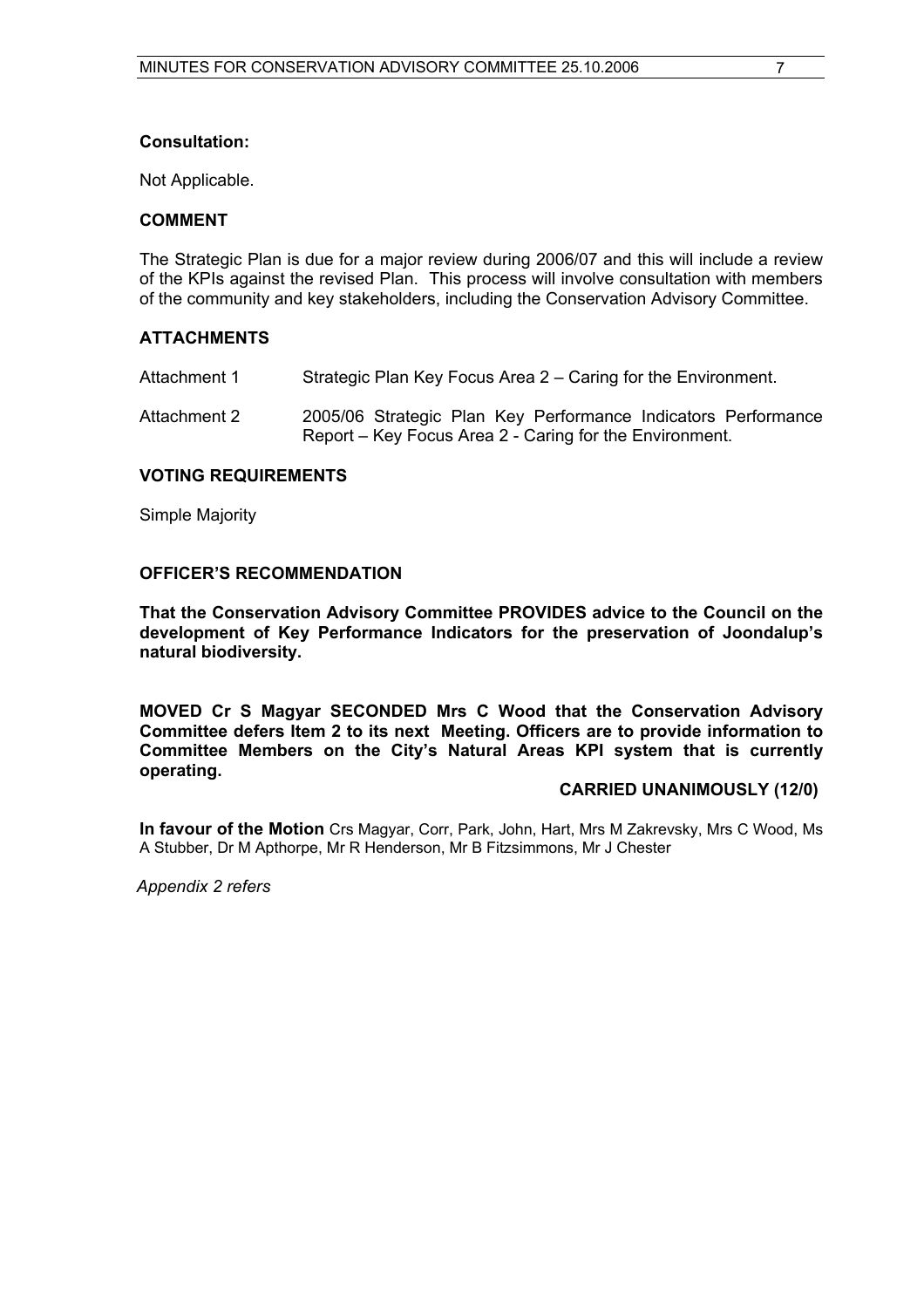**Consultation:**

Not Applicable.

**COMMENT**

The Strategic Plan is due for a major review during 2006/07 and this will include a review of the KPIs against the revised Plan. This process will involve consultation with members of the community and key stakeholders, including the Conservation Advisory Committee.

**ATTACHMENTS**

Attachment 1 Strategic Plan Key Focus Area 2 – Caring for the Environment.

Attachment 2 2005/06 Strategic Plan Key Performance Indicators Performance Report – Key Focus Area 2 - Caring for the Environment.

**VOTING REQUIREMENTS**

Simple Majority

**OFFICER'S RECOMMENDATION**

**That the Conservation Advisory Committee PROVIDES advice to the Council on the development of Key Performance Indicators for the preservation of Joondalup's natural biodiversity.**

**MOVED Cr S Magyar SECONDED Mrs C Wood that the Conservation Advisory Committee defers Item 2 to its next Meeting. Officers are to provide information to Committee Members on the City's Natural Areas KPI system that is currently operating.**

**CARRIED UNANIMOUSLY (12/0)**

**In favour of the Motion** Crs Magyar, Corr, Park, John, Hart, Mrs M Zakrevsky, Mrs C Wood, Ms A Stubber, Dr M Apthorpe, Mr R Henderson, Mr B Fitzsimmons, Mr J Chester

*Appendix 2 refers*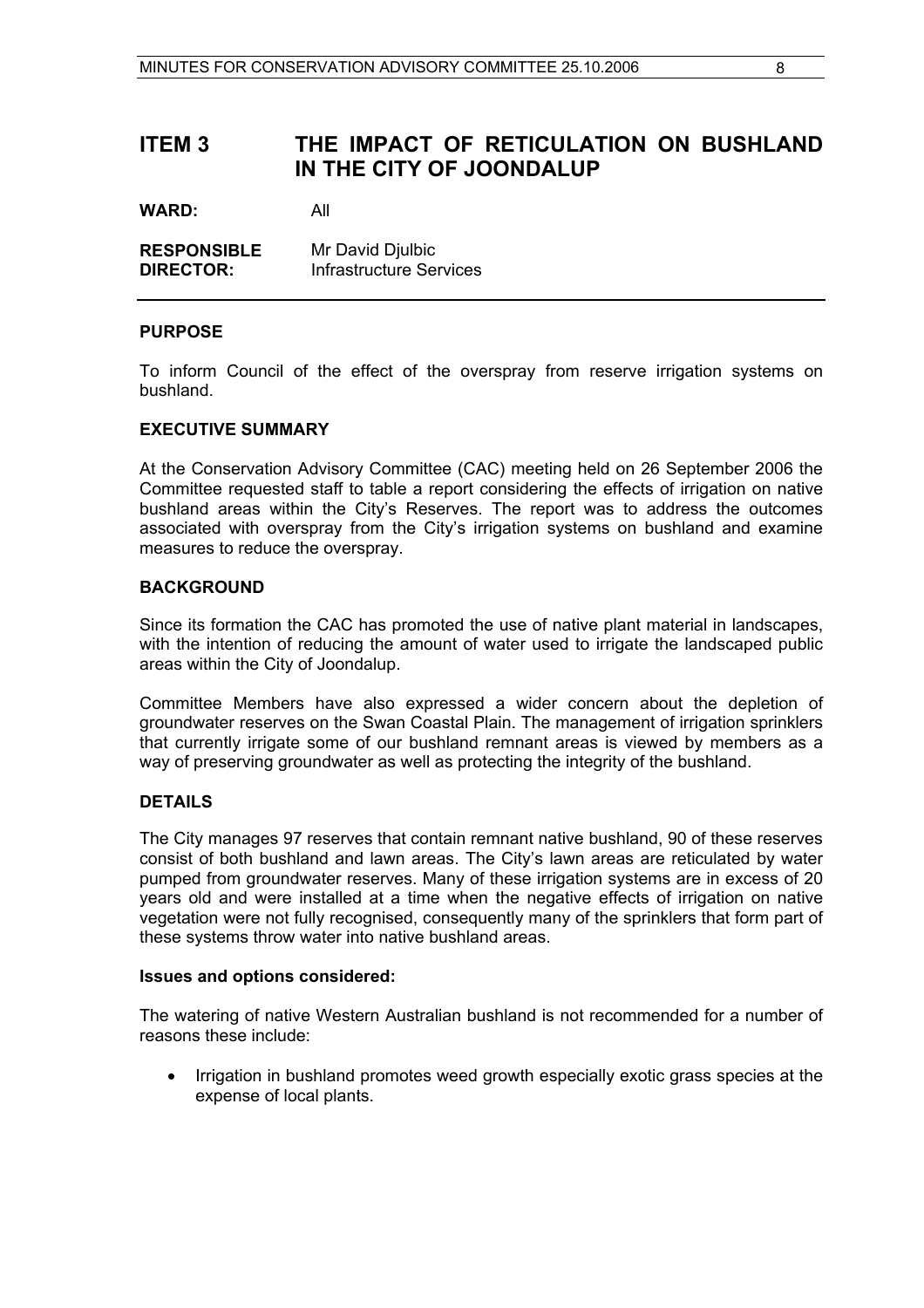# ITEM 3 THE IMPACT OF RETICULATION ON BUSHLAND IN THE CITY OF JOONDALUP

**WARD:** All

**RESPONSIBLE DIRECTOR:** Mr David Djulbic
Infrastructure Services

## PURPOSE

To inform Council of the effect of the overspray from reserve irrigation systems on bushland.

## EXECUTIVE SUMMARY

At the Conservation Advisory Committee (CAC) meeting held on 26 September 2006 the Committee requested staff to table a report considering the effects of irrigation on native bushland areas within the City's Reserves. The report was to address the outcomes associated with overspray from the City's irrigation systems on bushland and examine measures to reduce the overspray.

## BACKGROUND

Since its formation the CAC has promoted the use of native plant material in landscapes, with the intention of reducing the amount of water used to irrigate the landscaped public areas within the City of Joondalup.

Committee Members have also expressed a wider concern about the depletion of groundwater reserves on the Swan Coastal Plain. The management of irrigation sprinklers that currently irrigate some of our bushland remnant areas is viewed by members as a way of preserving groundwater as well as protecting the integrity of the bushland.

## DETAILS

The City manages 97 reserves that contain remnant native bushland, 90 of these reserves consist of both bushland and lawn areas. The City's lawn areas are reticulated by water pumped from groundwater reserves. Many of these irrigation systems are in excess of 20 years old and were installed at a time when the negative effects of irrigation on native vegetation were not fully recognised, consequently many of the sprinklers that form part of these systems throw water into native bushland areas.

### Issues and options considered:

The watering of native Western Australian bushland is not recommended for a number of reasons these include:

- Irrigation in bushland promotes weed growth especially exotic grass species at the expense of local plants.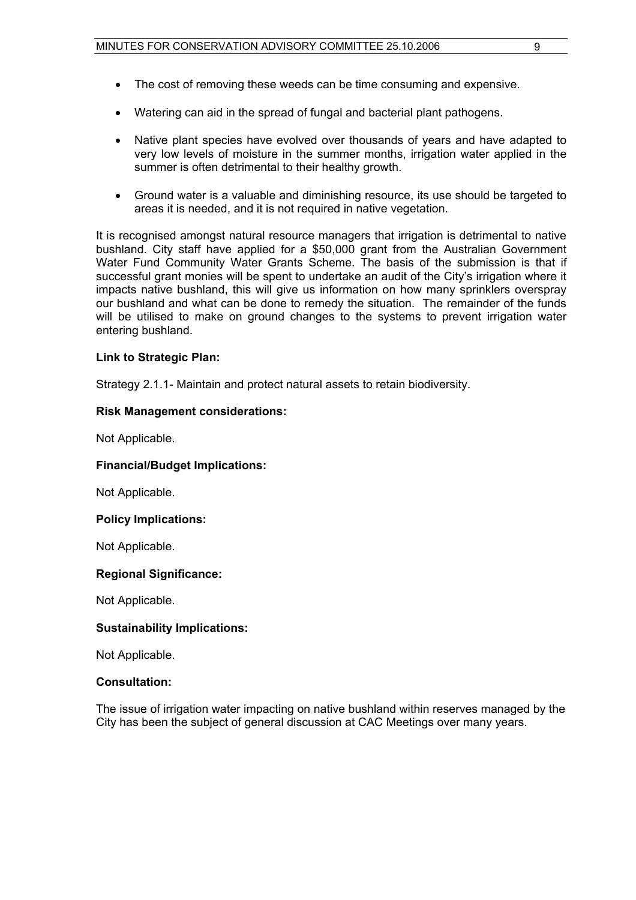- The cost of removing these weeds can be time consuming and expensive.

- Watering can aid in the spread of fungal and bacterial plant pathogens.

- Native plant species have evolved over thousands of years and have adapted to very low levels of moisture in the summer months, irrigation water applied in the summer is often detrimental to their healthy growth.

- Ground water is a valuable and diminishing resource, its use should be targeted to areas it is needed, and it is not required in native vegetation.

It is recognised amongst natural resource managers that irrigation is detrimental to native bushland. City staff have applied for a $50,000 grant from the Australian Government Water Fund Community Water Grants Scheme. The basis of the submission is that if successful grant monies will be spent to undertake an audit of the City's irrigation where it impacts native bushland, this will give us information on how many sprinklers overspray our bushland and what can be done to remedy the situation. The remainder of the funds will be utilised to make on ground changes to the systems to prevent irrigation water entering bushland.

**Link to Strategic Plan:**

Strategy 2.1.1- Maintain and protect natural assets to retain biodiversity.

**Risk Management considerations:**

Not Applicable.

**Financial/Budget Implications:**

Not Applicable.

**Policy Implications:**

Not Applicable.

**Regional Significance:**

Not Applicable.

**Sustainability Implications:**

Not Applicable.

**Consultation:**

The issue of irrigation water impacting on native bushland within reserves managed by the City has been the subject of general discussion at CAC Meetings over many years.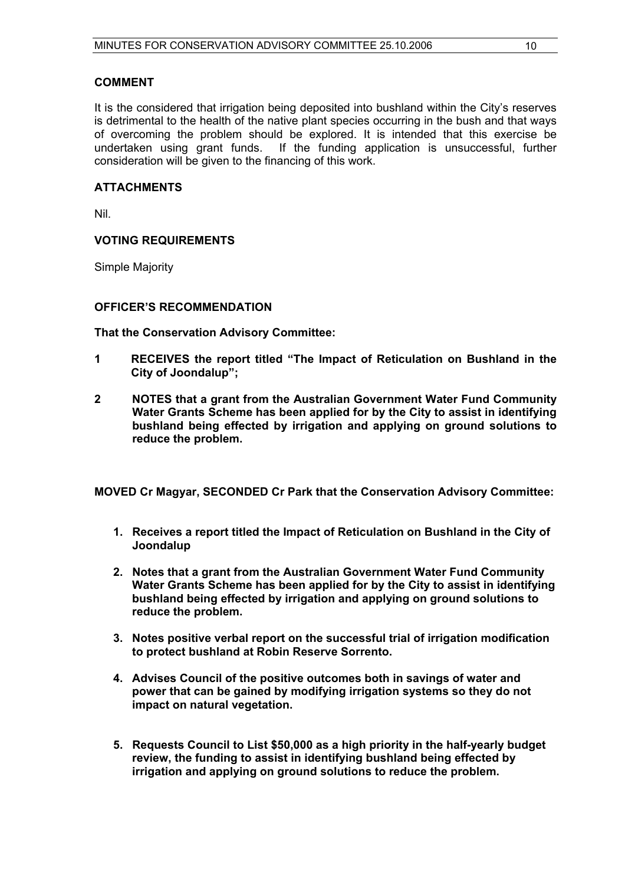### COMMENT

It is the considered that irrigation being deposited into bushland within the City's reserves is detrimental to the health of the native plant species occurring in the bush and that ways of overcoming the problem should be explored. It is intended that this exercise be undertaken using grant funds. If the funding application is unsuccessful, further consideration will be given to the financing of this work.

### ATTACHMENTS

Nil.

### VOTING REQUIREMENTS

Simple Majority

### OFFICER'S RECOMMENDATION

**That the Conservation Advisory Committee:**

**1 RECEIVES the report titled "The Impact of Reticulation on Bushland in the City of Joondalup";**

**2 NOTES that a grant from the Australian Government Water Fund Community Water Grants Scheme has been applied for by the City to assist in identifying bushland being effected by irrigation and applying on ground solutions to reduce the problem.**

**MOVED Cr Magyar, SECONDED Cr Park that the Conservation Advisory Committee:**

1. **Receives a report titled the Impact of Reticulation on Bushland in the City of Joondalup**
2. **Notes that a grant from the Australian Government Water Fund Community Water Grants Scheme has been applied for by the City to assist in identifying bushland being effected by irrigation and applying on ground solutions to reduce the problem.**
3. **Notes positive verbal report on the successful trial of irrigation modification to protect bushland at Robin Reserve Sorrento.**
4. **Advises Council of the positive outcomes both in savings of water and power that can be gained by modifying irrigation systems so they do not impact on natural vegetation.**
5. **Requests Council to List $50,000 as a high priority in the half-yearly budget review, the funding to assist in identifying bushland being effected by irrigation and applying on ground solutions to reduce the problem.**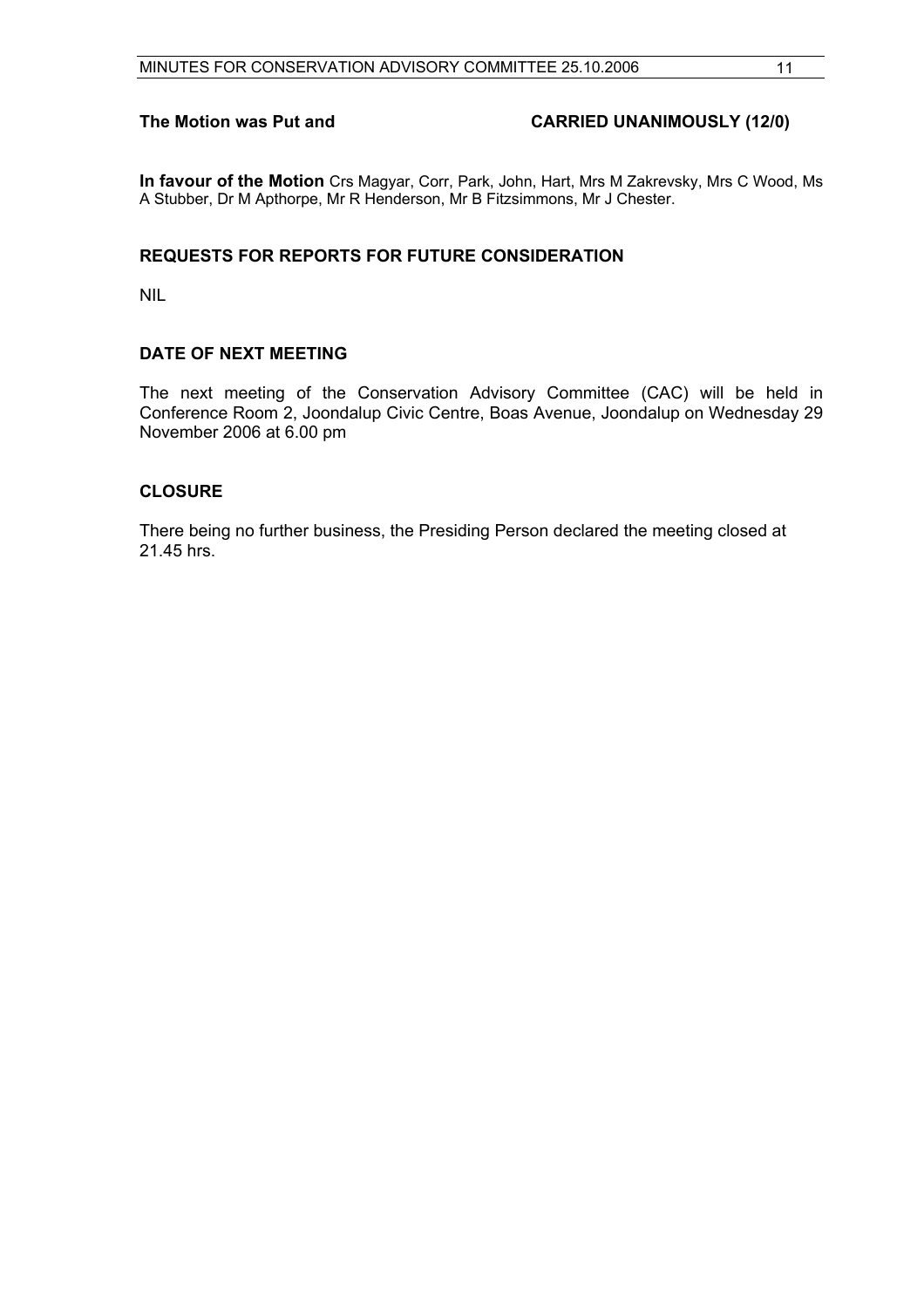**The Motion was Put and CARRIED UNANIMOUSLY (12/0)**

**In favour of the Motion** Crs Magyar, Corr, Park, John, Hart, Mrs M Zakrevsky, Mrs C Wood, Ms A Stubber, Dr M Apthorpe, Mr R Henderson, Mr B Fitzsimmons, Mr J Chester.

## REQUESTS FOR REPORTS FOR FUTURE CONSIDERATION

NIL

## DATE OF NEXT MEETING

The next meeting of the Conservation Advisory Committee (CAC) will be held in Conference Room 2, Joondalup Civic Centre, Boas Avenue, Joondalup on Wednesday 29 November 2006 at 6.00 pm

## CLOSURE

There being no further business, the Presiding Person declared the meeting closed at 21.45 hrs.